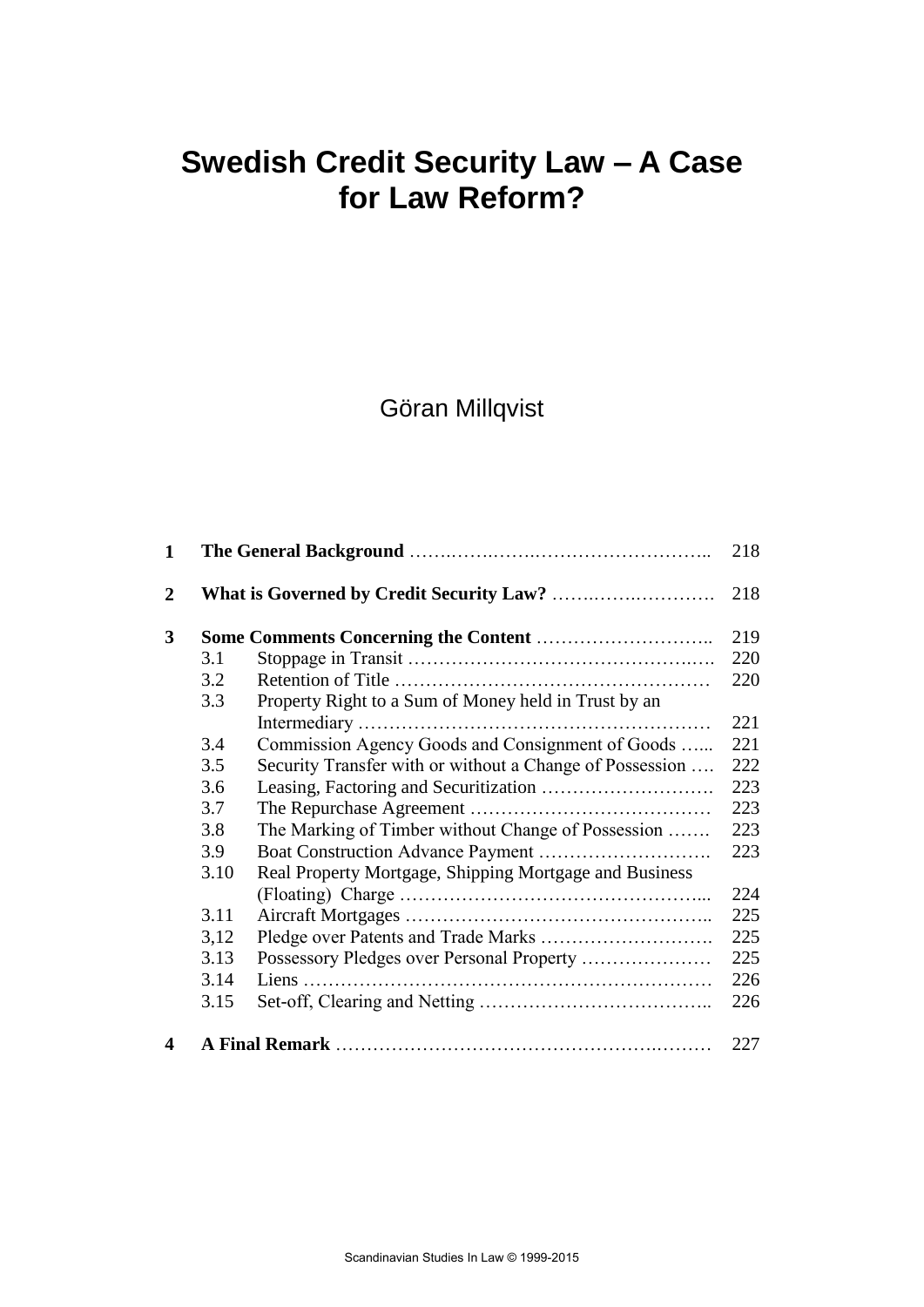# Swedish Credit Security Law – A Case for Law Reform?

Göran Millqvist

| | | | |
|---|---|---|---|
| **1** | **The General Background** | | 218 |
| **2** | **What is Governed by Credit Security Law?** | | 218 |
| **3** | **Some Comments Concerning the Content** | | 219 |
| | 3.1 | Stoppage in Transit | 220 |
| | 3.2 | Retention of Title | 220 |
| | 3.3 | Property Right to a Sum of Money held in Trust by an Intermediary | 221 |
| | 3.4 | Commission Agency Goods and Consignment of Goods | 221 |
| | 3.5 | Security Transfer with or without a Change of Possession | 222 |
| | 3.6 | Leasing, Factoring and Securitization | 223 |
| | 3.7 | The Repurchase Agreement | 223 |
| | 3.8 | The Marking of Timber without Change of Possession | 223 |
| | 3.9 | Boat Construction Advance Payment | 223 |
| | 3.10 | Real Property Mortgage, Shipping Mortgage and Business (Floating) Charge | 224 |
| | 3.11 | Aircraft Mortgages | 225 |
| | 3,12 | Pledge over Patents and Trade Marks | 225 |
| | 3.13 | Possessory Pledges over Personal Property | 225 |
| | 3.14 | Liens | 226 |
| | 3.15 | Set-off, Clearing and Netting | 226 |
| **4** | **A Final Remark** | | 227 |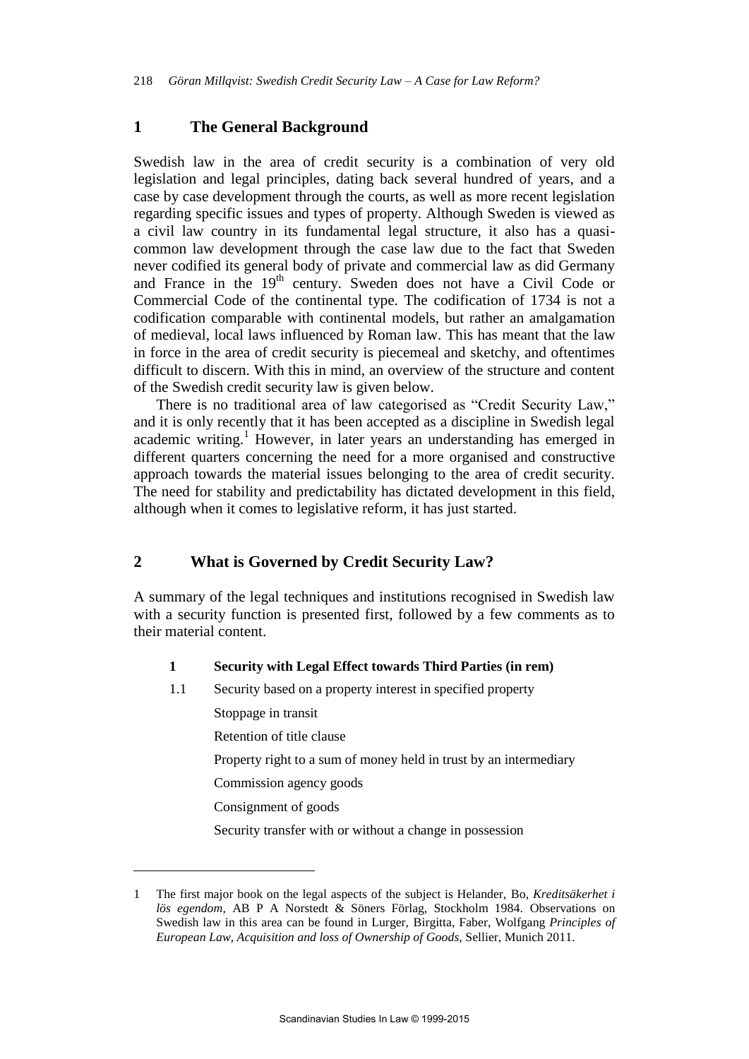## 1 The General Background

Swedish law in the area of credit security is a combination of very old legislation and legal principles, dating back several hundred of years, and a case by case development through the courts, as well as more recent legislation regarding specific issues and types of property. Although Sweden is viewed as a civil law country in its fundamental legal structure, it also has a quasi-common law development through the case law due to the fact that Sweden never codified its general body of private and commercial law as did Germany and France in the 19th century. Sweden does not have a Civil Code or Commercial Code of the continental type. The codification of 1734 is not a codification comparable with continental models, but rather an amalgamation of medieval, local laws influenced by Roman law. This has meant that the law in force in the area of credit security is piecemeal and sketchy, and oftentimes difficult to discern. With this in mind, an overview of the structure and content of the Swedish credit security law is given below.

There is no traditional area of law categorised as "Credit Security Law," and it is only recently that it has been accepted as a discipline in Swedish legal academic writing.[1] However, in later years an understanding has emerged in different quarters concerning the need for a more organised and constructive approach towards the material issues belonging to the area of credit security. The need for stability and predictability has dictated development in this field, although when it comes to legislative reform, it has just started.

## 2 What is Governed by Credit Security Law?

A summary of the legal techniques and institutions recognised in Swedish law with a security function is presented first, followed by a few comments as to their material content.

**1 Security with Legal Effect towards Third Parties (in rem)**

1.1 Security based on a property interest in specified property

- Stoppage in transit
- Retention of title clause
- Property right to a sum of money held in trust by an intermediary
- Commission agency goods
- Consignment of goods
- Security transfer with or without a change in possession

---

1 The first major book on the legal aspects of the subject is Helander, Bo, *Kreditsäkerhet i lös egendom,* AB P A Norstedt & Söners Förlag, Stockholm 1984. Observations on Swedish law in this area can be found in Lurger, Birgitta, Faber, Wolfgang *Principles of European Law, Acquisition and loss of Ownership of Goods,* Sellier, Munich 2011.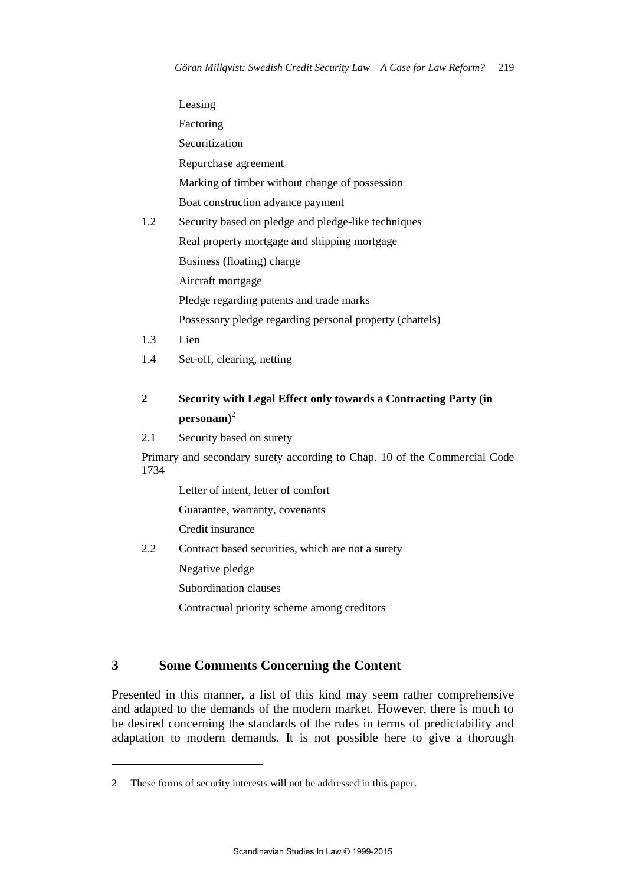Leasing

Factoring

Securitization

Repurchase agreement

Marking of timber without change of possession

Boat construction advance payment

1.2 Security based on pledge and pledge-like techniques

Real property mortgage and shipping mortgage

Business (floating) charge

Aircraft mortgage

Pledge regarding patents and trade marks

Possessory pledge regarding personal property (chattels)

1.3 Lien

1.4 Set-off, clearing, netting

**2 Security with Legal Effect only towards a Contracting Party (in personam)**[2]

2.1 Security based on surety

Primary and secondary surety according to Chap. 10 of the Commercial Code 1734

Letter of intent, letter of comfort

Guarantee, warranty, covenants

Credit insurance

2.2 Contract based securities, which are not a surety

Negative pledge

Subordination clauses

Contractual priority scheme among creditors

## 3 Some Comments Concerning the Content

Presented in this manner, a list of this kind may seem rather comprehensive and adapted to the demands of the modern market. However, there is much to be desired concerning the standards of the rules in terms of predictability and adaptation to modern demands. It is not possible here to give a thorough

---

2 These forms of security interests will not be addressed in this paper.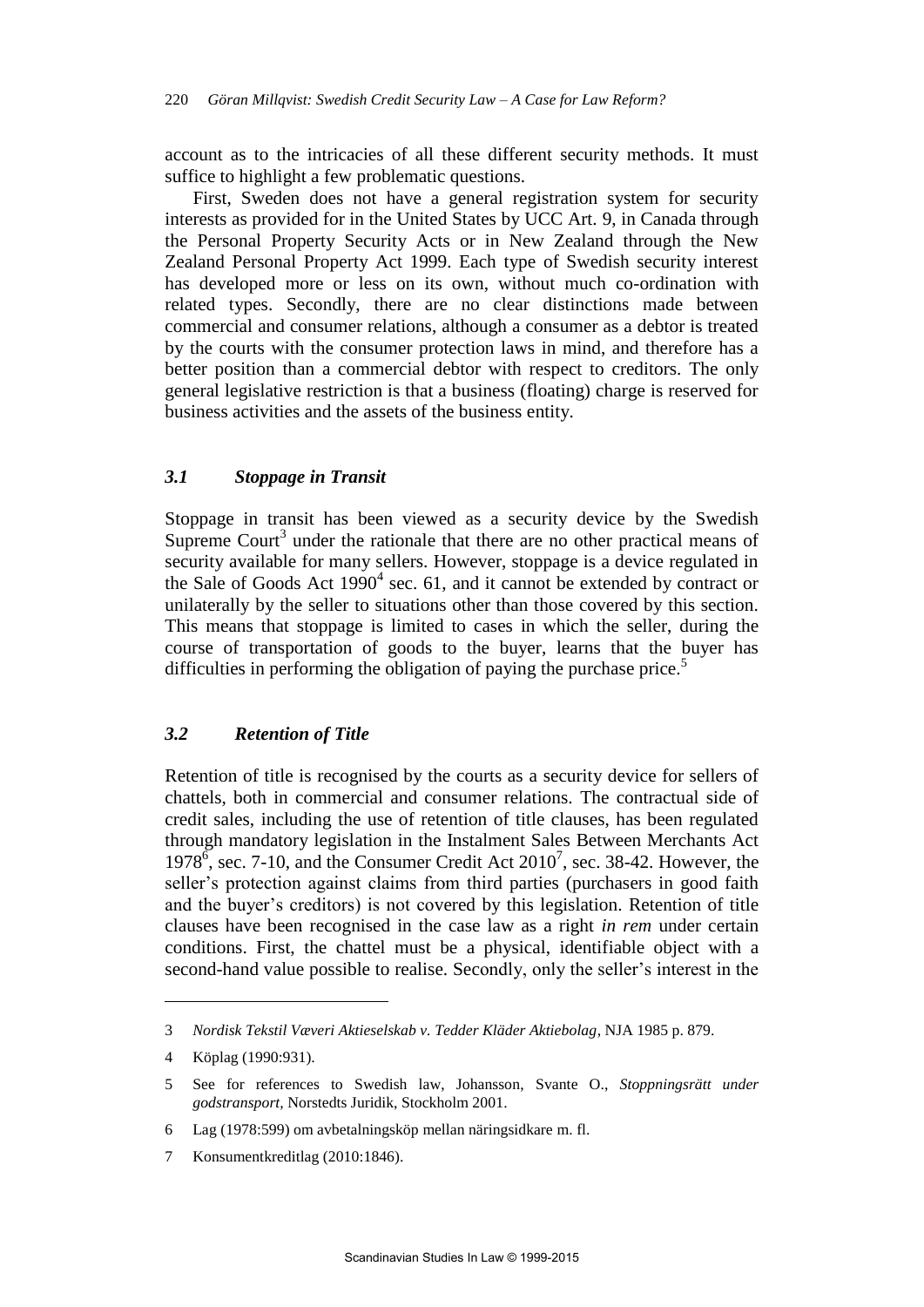account as to the intricacies of all these different security methods. It must suffice to highlight a few problematic questions.

First, Sweden does not have a general registration system for security interests as provided for in the United States by UCC Art. 9, in Canada through the Personal Property Security Acts or in New Zealand through the New Zealand Personal Property Act 1999. Each type of Swedish security interest has developed more or less on its own, without much co-ordination with related types. Secondly, there are no clear distinctions made between commercial and consumer relations, although a consumer as a debtor is treated by the courts with the consumer protection laws in mind, and therefore has a better position than a commercial debtor with respect to creditors. The only general legislative restriction is that a business (floating) charge is reserved for business activities and the assets of the business entity.

### *3.1 Stoppage in Transit*

Stoppage in transit has been viewed as a security device by the Swedish Supreme Court[3] under the rationale that there are no other practical means of security available for many sellers. However, stoppage is a device regulated in the Sale of Goods Act 1990[4] sec. 61, and it cannot be extended by contract or unilaterally by the seller to situations other than those covered by this section. This means that stoppage is limited to cases in which the seller, during the course of transportation of goods to the buyer, learns that the buyer has difficulties in performing the obligation of paying the purchase price.[5]

### *3.2 Retention of Title*

Retention of title is recognised by the courts as a security device for sellers of chattels, both in commercial and consumer relations. The contractual side of credit sales, including the use of retention of title clauses, has been regulated through mandatory legislation in the Instalment Sales Between Merchants Act 1978[6], sec. 7-10, and the Consumer Credit Act 2010[7], sec. 38-42. However, the seller's protection against claims from third parties (purchasers in good faith and the buyer's creditors) is not covered by this legislation. Retention of title clauses have been recognised in the case law as a right *in rem* under certain conditions. First, the chattel must be a physical, identifiable object with a second-hand value possible to realise. Secondly, only the seller's interest in the

---

3 *Nordisk Tekstil Væveri Aktieselskab v. Tedder Kläder Aktiebolag*, NJA 1985 p. 879.

4 Köplag (1990:931).

5 See for references to Swedish law, Johansson, Svante O., *Stoppningsrätt under godstransport*, Norstedts Juridik, Stockholm 2001.

6 Lag (1978:599) om avbetalningsköp mellan näringsidkare m. fl.

7 Konsumentkreditlag (2010:1846).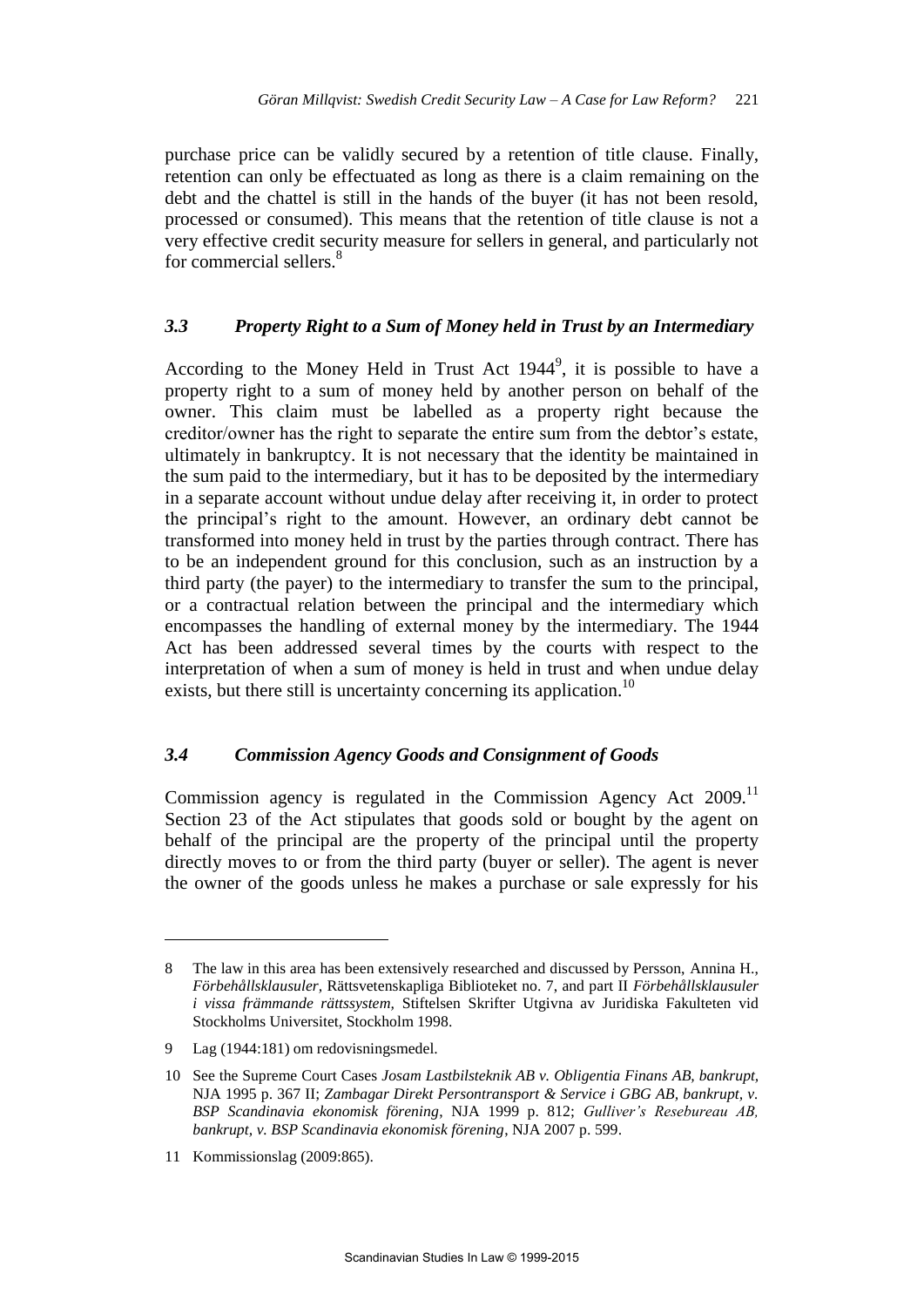purchase price can be validly secured by a retention of title clause. Finally, retention can only be effectuated as long as there is a claim remaining on the debt and the chattel is still in the hands of the buyer (it has not been resold, processed or consumed). This means that the retention of title clause is not a very effective credit security measure for sellers in general, and particularly not for commercial sellers.[8]

### *3.3 Property Right to a Sum of Money held in Trust by an Intermediary*

According to the Money Held in Trust Act 1944[9], it is possible to have a property right to a sum of money held by another person on behalf of the owner. This claim must be labelled as a property right because the creditor/owner has the right to separate the entire sum from the debtor's estate, ultimately in bankruptcy. It is not necessary that the identity be maintained in the sum paid to the intermediary, but it has to be deposited by the intermediary in a separate account without undue delay after receiving it, in order to protect the principal's right to the amount. However, an ordinary debt cannot be transformed into money held in trust by the parties through contract. There has to be an independent ground for this conclusion, such as an instruction by a third party (the payer) to the intermediary to transfer the sum to the principal, or a contractual relation between the principal and the intermediary which encompasses the handling of external money by the intermediary. The 1944 Act has been addressed several times by the courts with respect to the interpretation of when a sum of money is held in trust and when undue delay exists, but there still is uncertainty concerning its application.[10]

### *3.4 Commission Agency Goods and Consignment of Goods*

Commission agency is regulated in the Commission Agency Act 2009.[11] Section 23 of the Act stipulates that goods sold or bought by the agent on behalf of the principal are the property of the principal until the property directly moves to or from the third party (buyer or seller). The agent is never the owner of the goods unless he makes a purchase or sale expressly for his

---

8 The law in this area has been extensively researched and discussed by Persson, Annina H., *Förbehållsklausuler,* Rättsvetenskapliga Biblioteket no. 7, and part II *Förbehållsklausuler i vissa främmande rättssystem,* Stiftelsen Skrifter Utgivna av Juridiska Fakulteten vid Stockholms Universitet, Stockholm 1998.

9 Lag (1944:181) om redovisningsmedel.

10 See the Supreme Court Cases *Josam Lastbilsteknik AB v. Obligentia Finans AB, bankrupt,* NJA 1995 p. 367 II; *Zambagar Direkt Persontransport & Service i GBG AB, bankrupt, v. BSP Scandinavia ekonomisk förening*, NJA 1999 p. 812; *Gulliver's Resebureau AB, bankrupt, v. BSP Scandinavia ekonomisk förening*, NJA 2007 p. 599.

11 Kommissionslag (2009:865).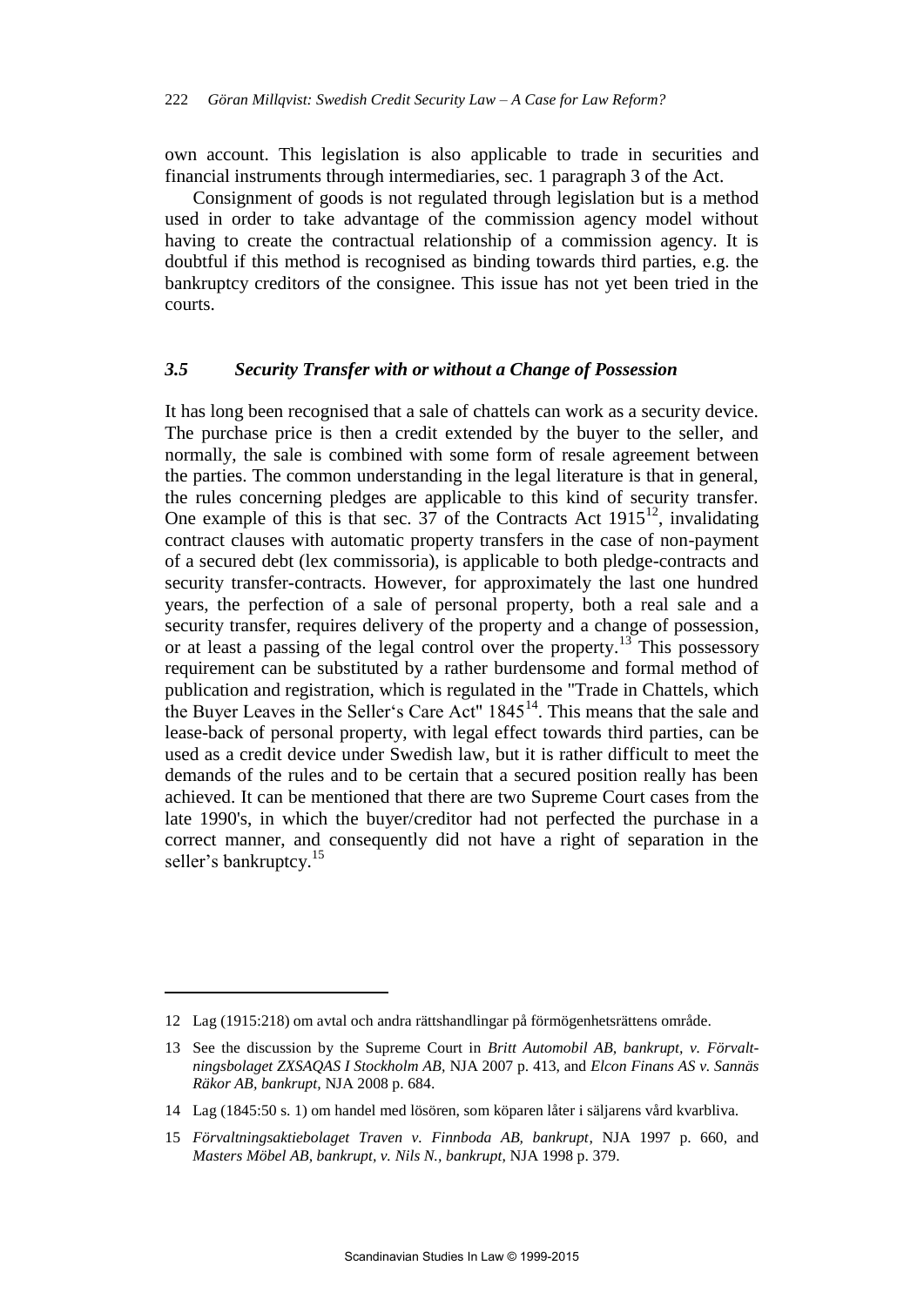own account. This legislation is also applicable to trade in securities and financial instruments through intermediaries, sec. 1 paragraph 3 of the Act.

Consignment of goods is not regulated through legislation but is a method used in order to take advantage of the commission agency model without having to create the contractual relationship of a commission agency. It is doubtful if this method is recognised as binding towards third parties, e.g. the bankruptcy creditors of the consignee. This issue has not yet been tried in the courts.

### *3.5 Security Transfer with or without a Change of Possession*

It has long been recognised that a sale of chattels can work as a security device. The purchase price is then a credit extended by the buyer to the seller, and normally, the sale is combined with some form of resale agreement between the parties. The common understanding in the legal literature is that in general, the rules concerning pledges are applicable to this kind of security transfer. One example of this is that sec. 37 of the Contracts Act 1915[12], invalidating contract clauses with automatic property transfers in the case of non-payment of a secured debt (lex commissoria), is applicable to both pledge-contracts and security transfer-contracts. However, for approximately the last one hundred years, the perfection of a sale of personal property, both a real sale and a security transfer, requires delivery of the property and a change of possession, or at least a passing of the legal control over the property.[13] This possessory requirement can be substituted by a rather burdensome and formal method of publication and registration, which is regulated in the "Trade in Chattels, which the Buyer Leaves in the Seller's Care Act" 1845[14]. This means that the sale and lease-back of personal property, with legal effect towards third parties, can be used as a credit device under Swedish law, but it is rather difficult to meet the demands of the rules and to be certain that a secured position really has been achieved. It can be mentioned that there are two Supreme Court cases from the late 1990's, in which the buyer/creditor had not perfected the purchase in a correct manner, and consequently did not have a right of separation in the seller's bankruptcy.[15]

---

12 Lag (1915:218) om avtal och andra rättshandlingar på förmögenhetsrättens område.

13 See the discussion by the Supreme Court in *Britt Automobil AB, bankrupt, v. Förvaltningsbolaget ZXSAQAS I Stockholm AB*, NJA 2007 p. 413, and *Elcon Finans AS v. Sannäs Räkor AB, bankrupt,* NJA 2008 p. 684.

14 Lag (1845:50 s. 1) om handel med lösören, som köparen låter i säljarens vård kvarbliva.

15 *Förvaltningsaktiebolaget Traven v. Finnboda AB, bankrupt*, NJA 1997 p. 660, and *Masters Möbel AB, bankrupt, v. Nils N., bankrupt*, NJA 1998 p. 379.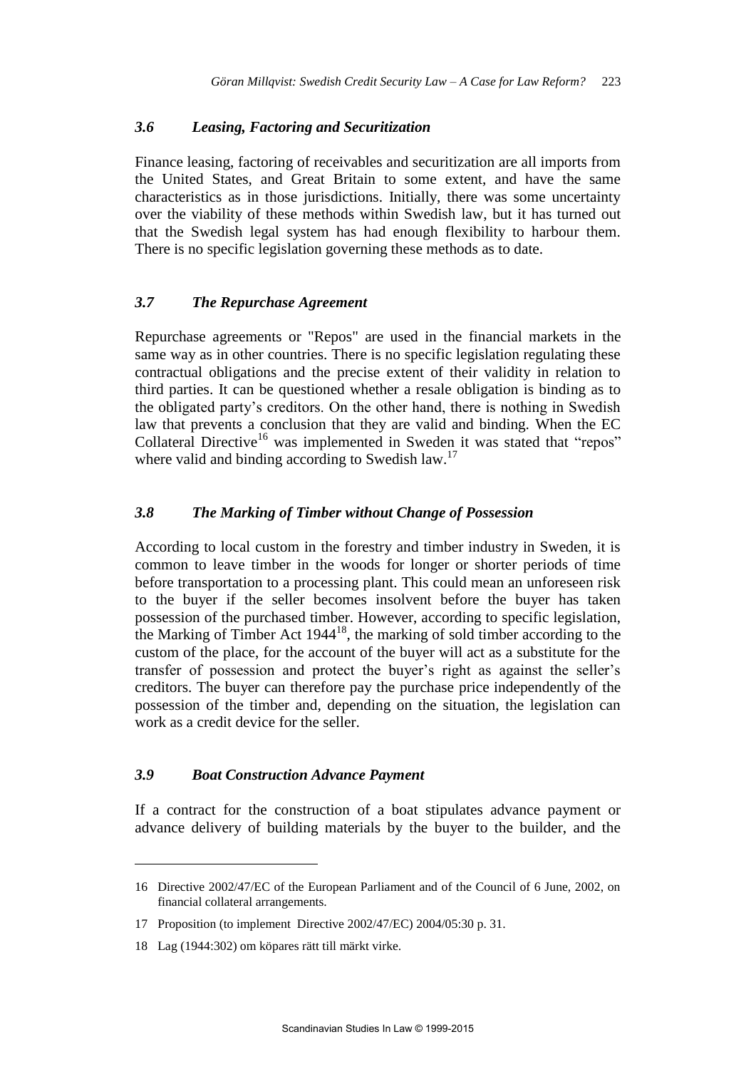### *3.6 Leasing, Factoring and Securitization*

Finance leasing, factoring of receivables and securitization are all imports from the United States, and Great Britain to some extent, and have the same characteristics as in those jurisdictions. Initially, there was some uncertainty over the viability of these methods within Swedish law, but it has turned out that the Swedish legal system has had enough flexibility to harbour them. There is no specific legislation governing these methods as to date.

### *3.7 The Repurchase Agreement*

Repurchase agreements or "Repos" are used in the financial markets in the same way as in other countries. There is no specific legislation regulating these contractual obligations and the precise extent of their validity in relation to third parties. It can be questioned whether a resale obligation is binding as to the obligated party's creditors. On the other hand, there is nothing in Swedish law that prevents a conclusion that they are valid and binding. When the EC Collateral Directive[16] was implemented in Sweden it was stated that "repos" where valid and binding according to Swedish law.[17]

### *3.8 The Marking of Timber without Change of Possession*

According to local custom in the forestry and timber industry in Sweden, it is common to leave timber in the woods for longer or shorter periods of time before transportation to a processing plant. This could mean an unforeseen risk to the buyer if the seller becomes insolvent before the buyer has taken possession of the purchased timber. However, according to specific legislation, the Marking of Timber Act 1944[18], the marking of sold timber according to the custom of the place, for the account of the buyer will act as a substitute for the transfer of possession and protect the buyer's right as against the seller's creditors. The buyer can therefore pay the purchase price independently of the possession of the timber and, depending on the situation, the legislation can work as a credit device for the seller.

### *3.9 Boat Construction Advance Payment*

If a contract for the construction of a boat stipulates advance payment or advance delivery of building materials by the buyer to the builder, and the

---

16 Directive 2002/47/EC of the European Parliament and of the Council of 6 June, 2002, on financial collateral arrangements.

17 Proposition (to implement Directive 2002/47/EC) 2004/05:30 p. 31.

18 Lag (1944:302) om köpares rätt till märkt virke.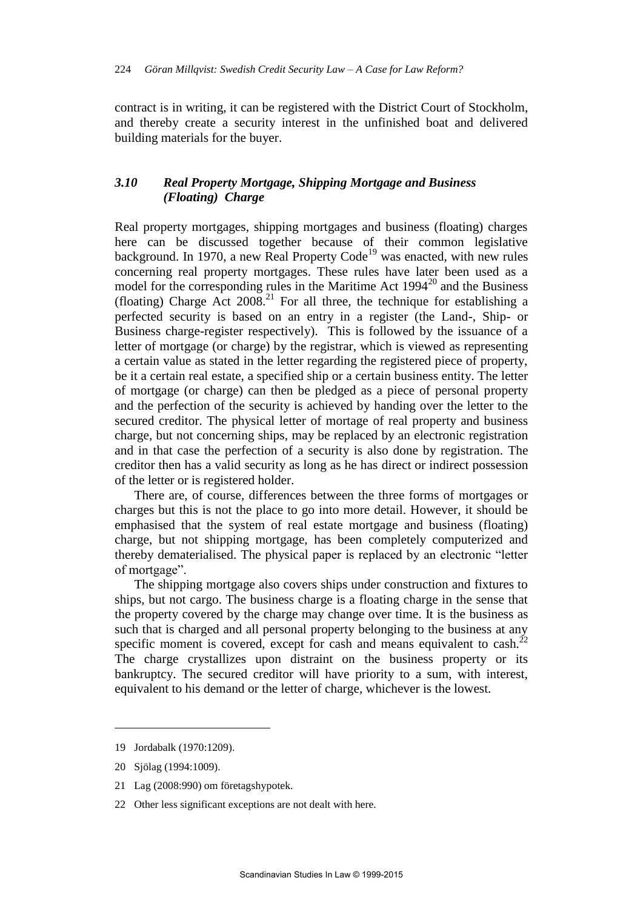contract is in writing, it can be registered with the District Court of Stockholm, and thereby create a security interest in the unfinished boat and delivered building materials for the buyer.

### *3.10 Real Property Mortgage, Shipping Mortgage and Business (Floating) Charge*

Real property mortgages, shipping mortgages and business (floating) charges here can be discussed together because of their common legislative background. In 1970, a new Real Property Code[19] was enacted, with new rules concerning real property mortgages. These rules have later been used as a model for the corresponding rules in the Maritime Act 1994[20] and the Business (floating) Charge Act 2008.[21] For all three, the technique for establishing a perfected security is based on an entry in a register (the Land-, Ship- or Business charge-register respectively). This is followed by the issuance of a letter of mortgage (or charge) by the registrar, which is viewed as representing a certain value as stated in the letter regarding the registered piece of property, be it a certain real estate, a specified ship or a certain business entity. The letter of mortgage (or charge) can then be pledged as a piece of personal property and the perfection of the security is achieved by handing over the letter to the secured creditor. The physical letter of mortage of real property and business charge, but not concerning ships, may be replaced by an electronic registration and in that case the perfection of a security is also done by registration. The creditor then has a valid security as long as he has direct or indirect possession of the letter or is registered holder.

There are, of course, differences between the three forms of mortgages or charges but this is not the place to go into more detail. However, it should be emphasised that the system of real estate mortgage and business (floating) charge, but not shipping mortgage, has been completely computerized and thereby dematerialised. The physical paper is replaced by an electronic "letter of mortgage".

The shipping mortgage also covers ships under construction and fixtures to ships, but not cargo. The business charge is a floating charge in the sense that the property covered by the charge may change over time. It is the business as such that is charged and all personal property belonging to the business at any specific moment is covered, except for cash and means equivalent to cash.[22] The charge crystallizes upon distraint on the business property or its bankruptcy. The secured creditor will have priority to a sum, with interest, equivalent to his demand or the letter of charge, whichever is the lowest.

---

19 Jordabalk (1970:1209).

20 Sjölag (1994:1009).

21 Lag (2008:990) om företagshypotek.

22 Other less significant exceptions are not dealt with here.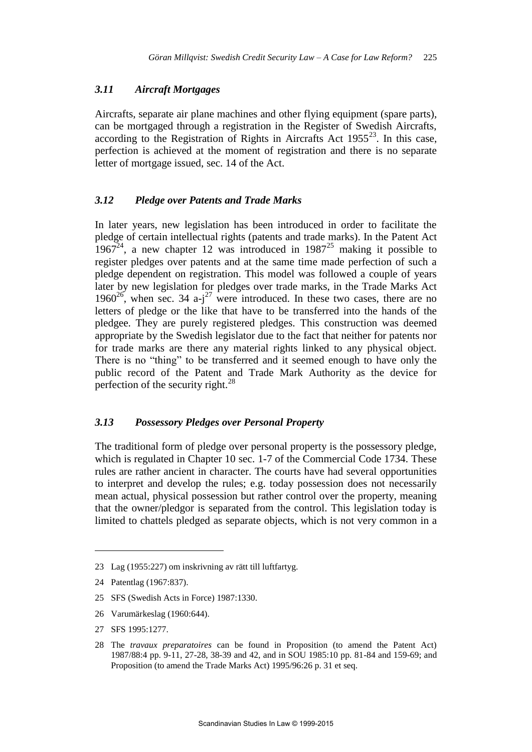### *3.11 Aircraft Mortgages*

Aircrafts, separate air plane machines and other flying equipment (spare parts), can be mortgaged through a registration in the Register of Swedish Aircrafts, according to the Registration of Rights in Aircrafts Act 1955[23]. In this case, perfection is achieved at the moment of registration and there is no separate letter of mortgage issued, sec. 14 of the Act.

### *3.12 Pledge over Patents and Trade Marks*

In later years, new legislation has been introduced in order to facilitate the pledge of certain intellectual rights (patents and trade marks). In the Patent Act 1967[24], a new chapter 12 was introduced in 1987[25] making it possible to register pledges over patents and at the same time made perfection of such a pledge dependent on registration. This model was followed a couple of years later by new legislation for pledges over trade marks, in the Trade Marks Act 1960[26], when sec. 34 a-j[27] were introduced. In these two cases, there are no letters of pledge or the like that have to be transferred into the hands of the pledgee. They are purely registered pledges. This construction was deemed appropriate by the Swedish legislator due to the fact that neither for patents nor for trade marks are there any material rights linked to any physical object. There is no "thing" to be transferred and it seemed enough to have only the public record of the Patent and Trade Mark Authority as the device for perfection of the security right.[28]

### *3.13 Possessory Pledges over Personal Property*

The traditional form of pledge over personal property is the possessory pledge, which is regulated in Chapter 10 sec. 1-7 of the Commercial Code 1734. These rules are rather ancient in character. The courts have had several opportunities to interpret and develop the rules; e.g. today possession does not necessarily mean actual, physical possession but rather control over the property, meaning that the owner/pledgor is separated from the control. This legislation today is limited to chattels pledged as separate objects, which is not very common in a

---

23 Lag (1955:227) om inskrivning av rätt till luftfartyg.

24 Patentlag (1967:837).

25 SFS (Swedish Acts in Force) 1987:1330.

26 Varumärkeslag (1960:644).

27 SFS 1995:1277.

28 The *travaux preparatoires* can be found in Proposition (to amend the Patent Act) 1987/88:4 pp. 9-11, 27-28, 38-39 and 42, and in SOU 1985:10 pp. 81-84 and 159-69; and Proposition (to amend the Trade Marks Act) 1995/96:26 p. 31 et seq.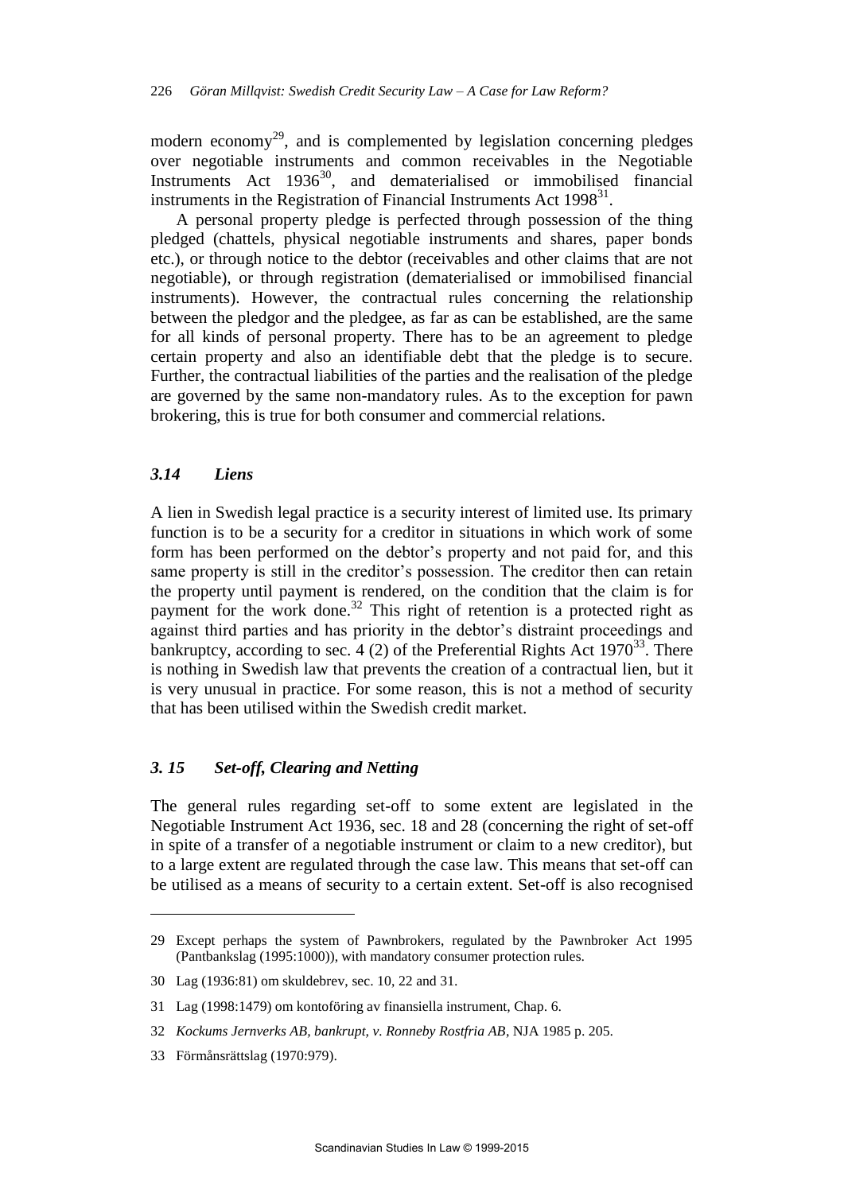modern economy[29], and is complemented by legislation concerning pledges over negotiable instruments and common receivables in the Negotiable Instruments Act 1936[30], and dematerialised or immobilised financial instruments in the Registration of Financial Instruments Act 1998[31].

A personal property pledge is perfected through possession of the thing pledged (chattels, physical negotiable instruments and shares, paper bonds etc.), or through notice to the debtor (receivables and other claims that are not negotiable), or through registration (dematerialised or immobilised financial instruments). However, the contractual rules concerning the relationship between the pledgor and the pledgee, as far as can be established, are the same for all kinds of personal property. There has to be an agreement to pledge certain property and also an identifiable debt that the pledge is to secure. Further, the contractual liabilities of the parties and the realisation of the pledge are governed by the same non-mandatory rules. As to the exception for pawn brokering, this is true for both consumer and commercial relations.

### *3.14 Liens*

A lien in Swedish legal practice is a security interest of limited use. Its primary function is to be a security for a creditor in situations in which work of some form has been performed on the debtor's property and not paid for, and this same property is still in the creditor's possession. The creditor then can retain the property until payment is rendered, on the condition that the claim is for payment for the work done.[32] This right of retention is a protected right as against third parties and has priority in the debtor's distraint proceedings and bankruptcy, according to sec. 4 (2) of the Preferential Rights Act 1970[33]. There is nothing in Swedish law that prevents the creation of a contractual lien, but it is very unusual in practice. For some reason, this is not a method of security that has been utilised within the Swedish credit market.

### *3. 15 Set-off, Clearing and Netting*

The general rules regarding set-off to some extent are legislated in the Negotiable Instrument Act 1936, sec. 18 and 28 (concerning the right of set-off in spite of a transfer of a negotiable instrument or claim to a new creditor), but to a large extent are regulated through the case law. This means that set-off can be utilised as a means of security to a certain extent. Set-off is also recognised

---

29 Except perhaps the system of Pawnbrokers, regulated by the Pawnbroker Act 1995 (Pantbankslag (1995:1000)), with mandatory consumer protection rules.

30 Lag (1936:81) om skuldebrev, sec. 10, 22 and 31.

31 Lag (1998:1479) om kontoföring av finansiella instrument, Chap. 6.

32 *Kockums Jernverks AB, bankrupt, v. Ronneby Rostfria AB*, NJA 1985 p. 205.

33 Förmånsrättslag (1970:979).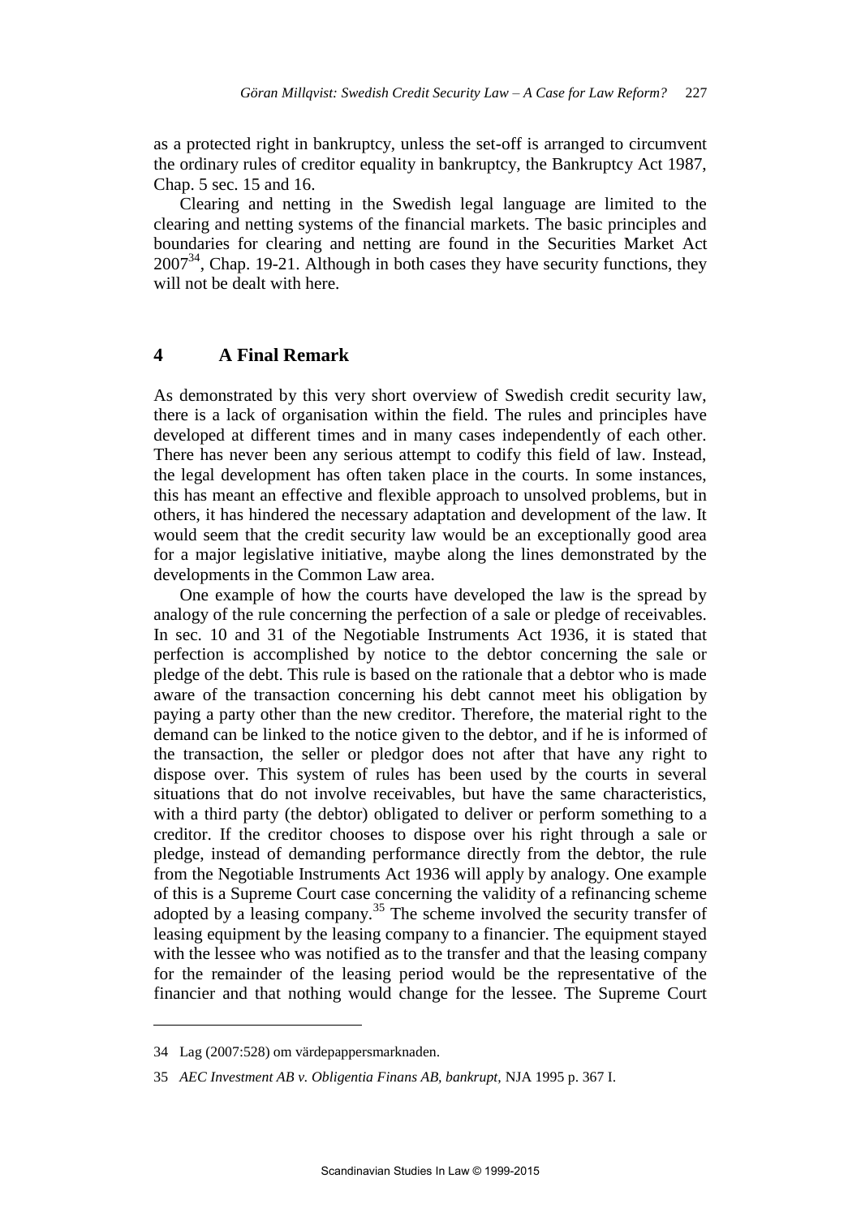as a protected right in bankruptcy, unless the set-off is arranged to circumvent the ordinary rules of creditor equality in bankruptcy, the Bankruptcy Act 1987, Chap. 5 sec. 15 and 16.

Clearing and netting in the Swedish legal language are limited to the clearing and netting systems of the financial markets. The basic principles and boundaries for clearing and netting are found in the Securities Market Act 2007[34], Chap. 19-21. Although in both cases they have security functions, they will not be dealt with here.

## 4 A Final Remark

As demonstrated by this very short overview of Swedish credit security law, there is a lack of organisation within the field. The rules and principles have developed at different times and in many cases independently of each other. There has never been any serious attempt to codify this field of law. Instead, the legal development has often taken place in the courts. In some instances, this has meant an effective and flexible approach to unsolved problems, but in others, it has hindered the necessary adaptation and development of the law. It would seem that the credit security law would be an exceptionally good area for a major legislative initiative, maybe along the lines demonstrated by the developments in the Common Law area.

One example of how the courts have developed the law is the spread by analogy of the rule concerning the perfection of a sale or pledge of receivables. In sec. 10 and 31 of the Negotiable Instruments Act 1936, it is stated that perfection is accomplished by notice to the debtor concerning the sale or pledge of the debt. This rule is based on the rationale that a debtor who is made aware of the transaction concerning his debt cannot meet his obligation by paying a party other than the new creditor. Therefore, the material right to the demand can be linked to the notice given to the debtor, and if he is informed of the transaction, the seller or pledgor does not after that have any right to dispose over. This system of rules has been used by the courts in several situations that do not involve receivables, but have the same characteristics, with a third party (the debtor) obligated to deliver or perform something to a creditor. If the creditor chooses to dispose over his right through a sale or pledge, instead of demanding performance directly from the debtor, the rule from the Negotiable Instruments Act 1936 will apply by analogy. One example of this is a Supreme Court case concerning the validity of a refinancing scheme adopted by a leasing company.[35] The scheme involved the security transfer of leasing equipment by the leasing company to a financier. The equipment stayed with the lessee who was notified as to the transfer and that the leasing company for the remainder of the leasing period would be the representative of the financier and that nothing would change for the lessee. The Supreme Court

---

34 Lag (2007:528) om värdepappersmarknaden.

35 *AEC Investment AB v. Obligentia Finans AB, bankrupt,* NJA 1995 p. 367 I.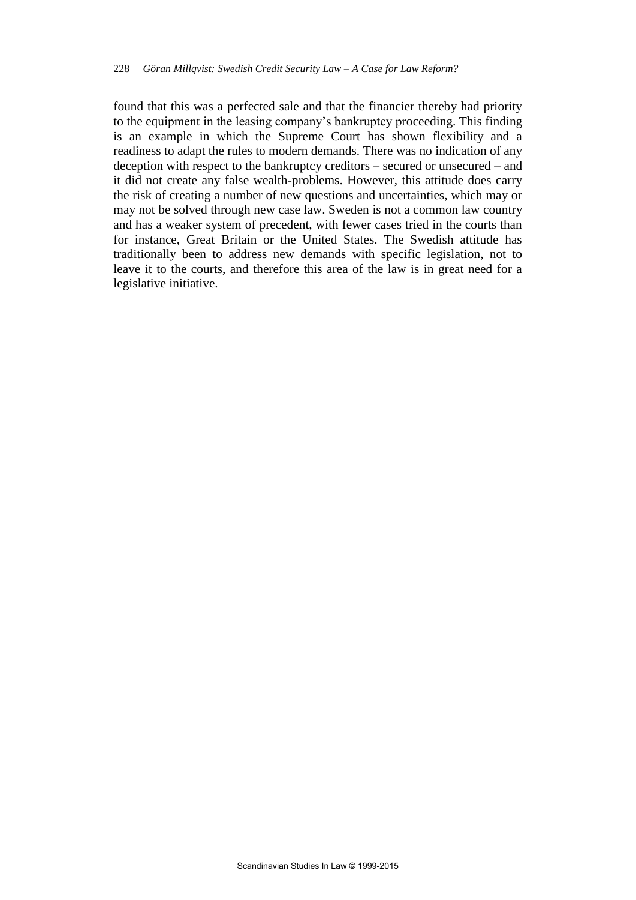found that this was a perfected sale and that the financier thereby had priority to the equipment in the leasing company's bankruptcy proceeding. This finding is an example in which the Supreme Court has shown flexibility and a readiness to adapt the rules to modern demands. There was no indication of any deception with respect to the bankruptcy creditors – secured or unsecured – and it did not create any false wealth-problems. However, this attitude does carry the risk of creating a number of new questions and uncertainties, which may or may not be solved through new case law. Sweden is not a common law country and has a weaker system of precedent, with fewer cases tried in the courts than for instance, Great Britain or the United States. The Swedish attitude has traditionally been to address new demands with specific legislation, not to leave it to the courts, and therefore this area of the law is in great need for a legislative initiative.